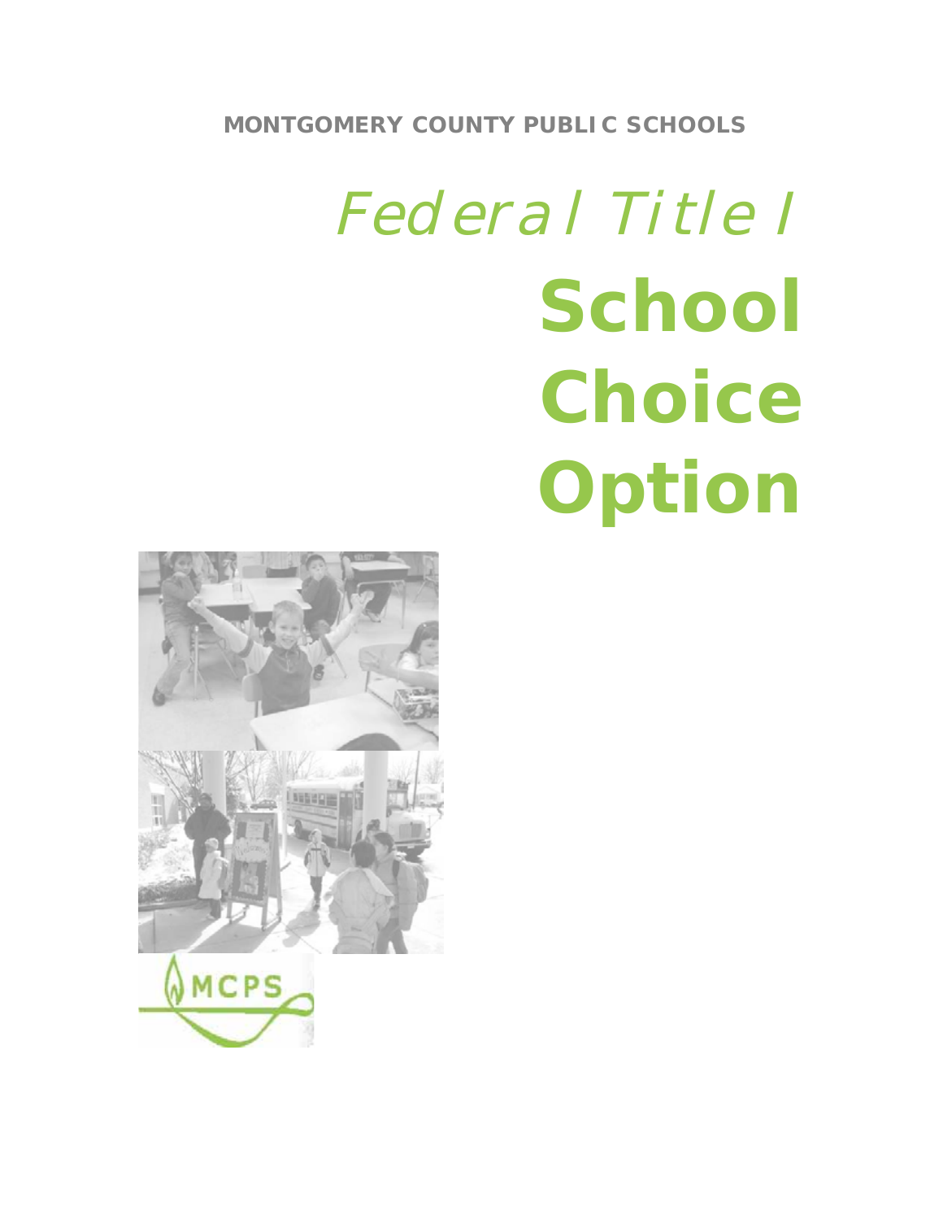MONTGOMERY COUNTY PUBLIC SCHOOLS

*Federal Title I*

# School Choice Option

MCPS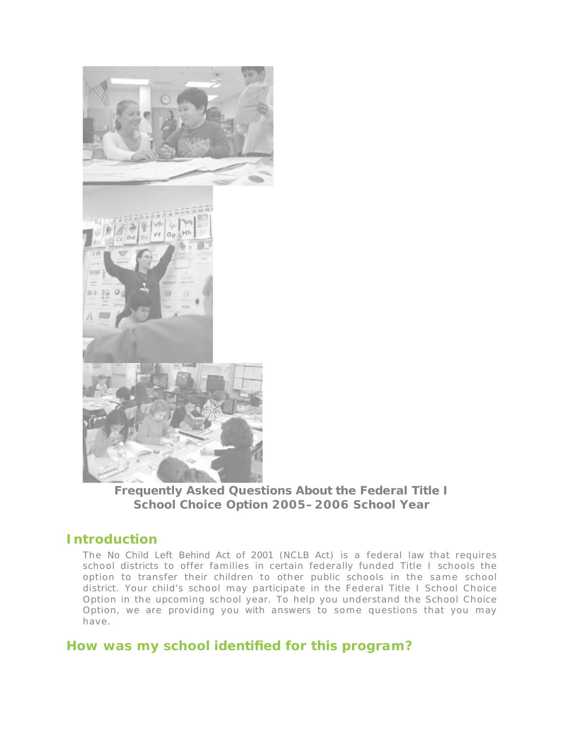**Frequently Asked Questions About the Federal Title I School Choice Option 2005–2006 School Year**

## Introduction

The No Child Left Behind Act of 2001 (NCLB Act) is a federal law that requires school districts to offer families in certain federally funded Title I schools the option to transfer their children to other public schools in the same school district. Your child's school may participate in the Federal Title I School Choice Option in the upcoming school year. To help you understand the School Choice Option, we are providing you with answers to some questions that you may have.

## How was my school identified for this program?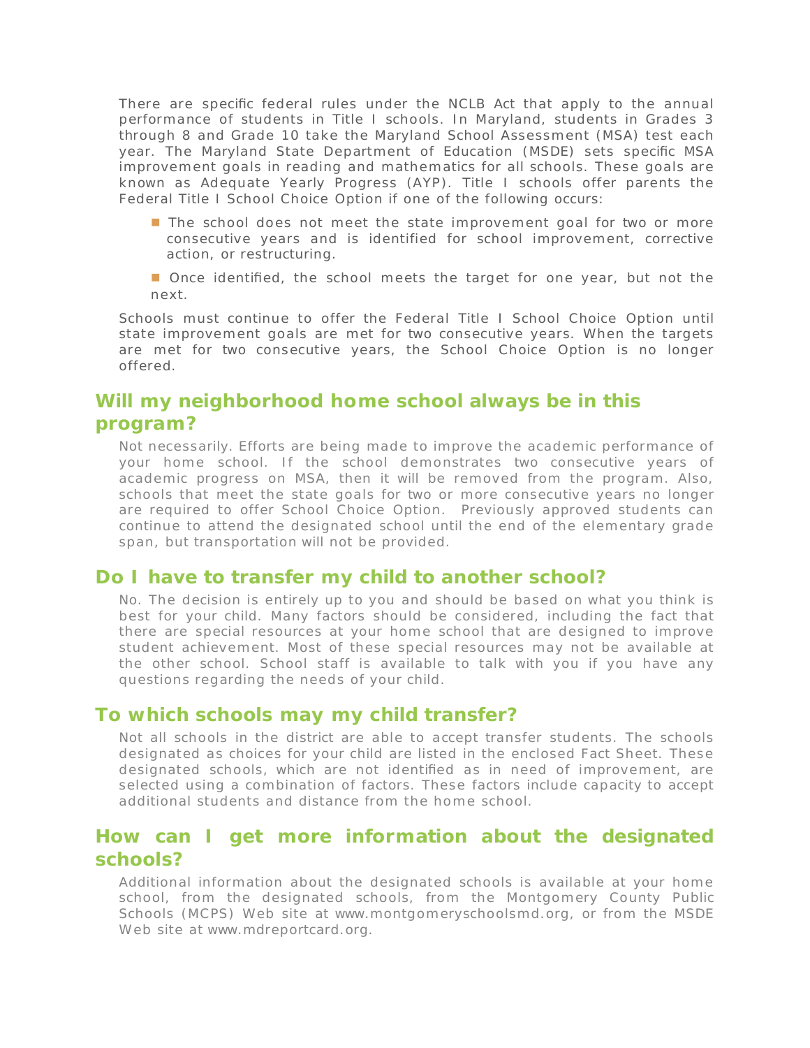There are specific federal rules under the NCLB Act that apply to the annual performance of students in Title I schools. In Maryland, students in Grades 3 through 8 and Grade 10 take the Maryland School Assessment (MSA) test each year. The Maryland State Department of Education (MSDE) sets specific MSA improvement goals in reading and mathematics for all schools. These goals are known as Adequate Yearly Progress (AYP). Title I schools offer parents the Federal Title I School Choice Option if one of the following occurs:

- The school does not meet the state improvement goal for two or more consecutive years and is identified for school improvement, corrective action, or restructuring.
- Once identified, the school meets the target for one year, but not the next.

Schools must continue to offer the Federal Title I School Choice Option until state improvement goals are met for two consecutive years. When the targets are met for two consecutive years, the School Choice Option is no longer offered.

## Will my neighborhood home school always be in this program?

Not necessarily. Efforts are being made to improve the academic performance of your home school. If the school demonstrates two consecutive years of academic progress on MSA, then it will be removed from the program. Also, schools that meet the state goals for two or more consecutive years no longer are required to offer School Choice Option. Previously approved students can continue to attend the designated school until the end of the elementary grade span, but transportation will not be provided.

## Do I have to transfer my child to another school?

No. The decision is entirely up to you and should be based on what you think is best for your child. Many factors should be considered, including the fact that there are special resources at your home school that are designed to improve student achievement. Most of these special resources may not be available at the other school. School staff is available to talk with you if you have any questions regarding the needs of your child.

## To which schools may my child transfer?

Not all schools in the district are able to accept transfer students. The schools designated as choices for your child are listed in the enclosed Fact Sheet. These designated schools, which are not identified as in need of improvement, are selected using a combination of factors. These factors include capacity to accept additional students and distance from the home school.

## How can I get more information about the designated schools?

Additional information about the designated schools is available at your home school, from the designated schools, from the Montgomery County Public Schools (MCPS) Web site at www.montgomeryschoolsmd.org, or from the MSDE Web site at www.mdreportcard.org.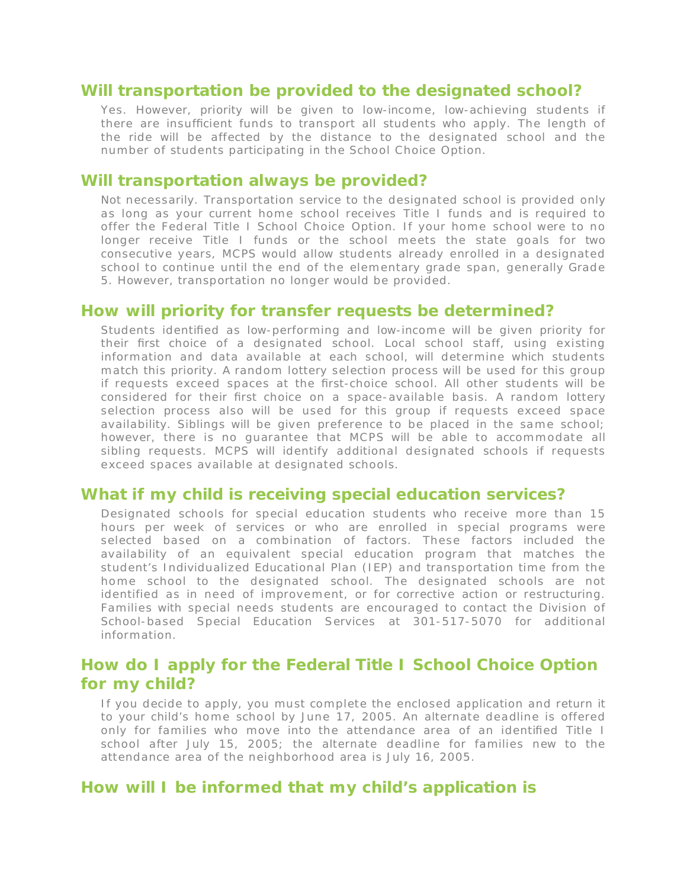## Will transportation be provided to the designated school?

Yes. However, priority will be given to low-income, low-achieving students if there are insufficient funds to transport all students who apply. The length of the ride will be affected by the distance to the designated school and the number of students participating in the School Choice Option.

## Will transportation always be provided?

Not necessarily. Transportation service to the designated school is provided only as long as your current home school receives Title I funds and is required to offer the Federal Title I School Choice Option. If your home school were to no longer receive Title I funds or the school meets the state goals for two consecutive years, MCPS would allow students already enrolled in a designated school to continue until the end of the elementary grade span, generally Grade 5. However, transportation no longer would be provided.

## How will priority for transfer requests be determined?

Students identified as low-performing and low-income will be given priority for their first choice of a designated school. Local school staff, using existing information and data available at each school, will determine which students match this priority. A random lottery selection process will be used for this group if requests exceed spaces at the first-choice school. All other students will be considered for their first choice on a space-available basis. A random lottery selection process also will be used for this group if requests exceed space availability. Siblings will be given preference to be placed in the same school; however, there is no guarantee that MCPS will be able to accommodate all sibling requests. MCPS will identify additional designated schools if requests exceed spaces available at designated schools.

## What if my child is receiving special education services?

Designated schools for special education students who receive more than 15 hours per week of services or who are enrolled in special programs were selected based on a combination of factors. These factors included the availability of an equivalent special education program that matches the student's Individualized Educational Plan (IEP) and transportation time from the home school to the designated school. The designated schools are not identified as in need of improvement, or for corrective action or restructuring. Families with special needs students are encouraged to contact the Division of School-based Special Education Services at 301-517-5070 for additional information.

## How do I apply for the Federal Title I School Choice Option for my child?

If you decide to apply, you must complete the enclosed application and return it to your child's home school by June 17, 2005. An alternate deadline is offered only for families who move into the attendance area of an identified Title I school after July 15, 2005; the alternate deadline for families new to the attendance area of the neighborhood area is July 16, 2005.

## How will I be informed that my child's application is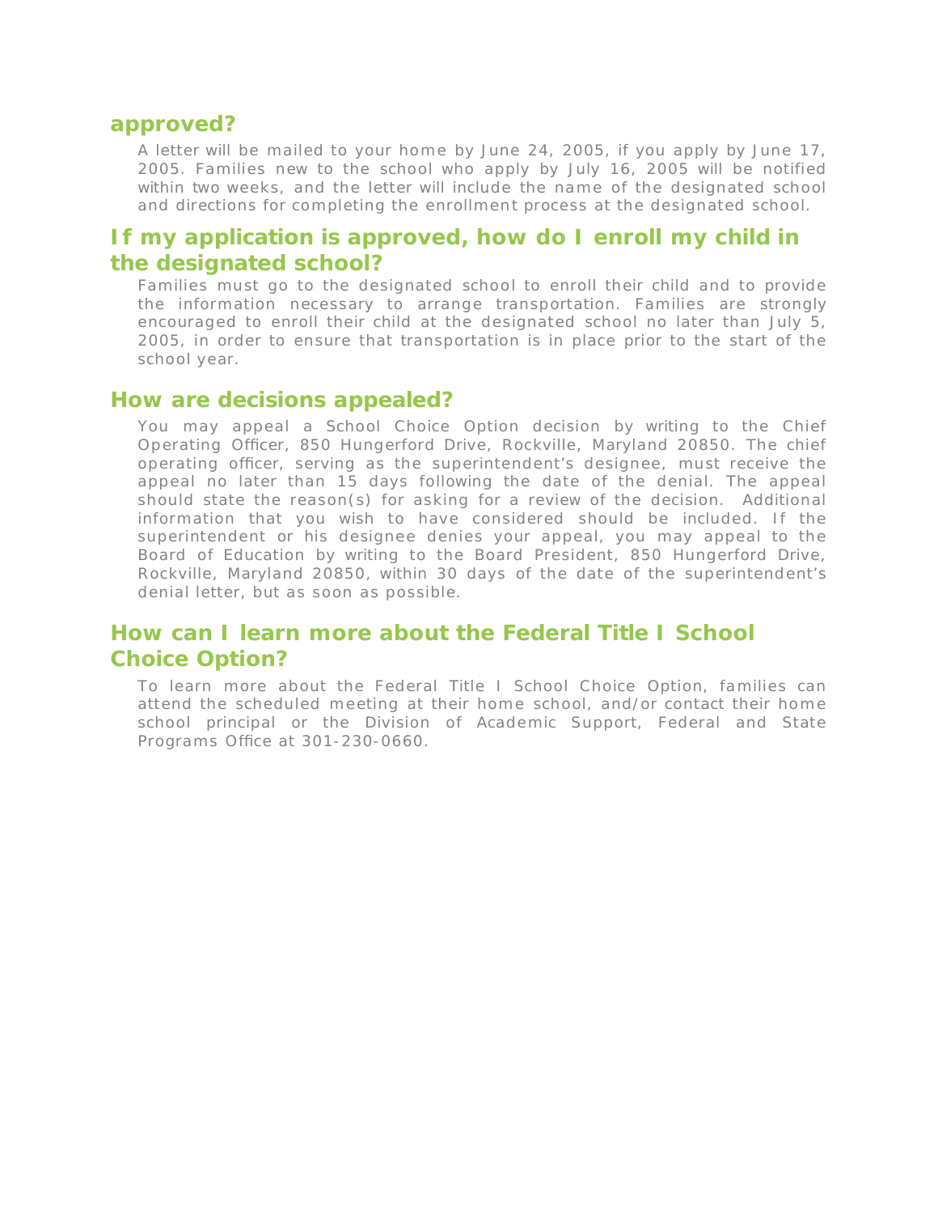## approved?

A letter will be mailed to your home by June 24, 2005, if you apply by June 17, 2005. Families new to the school who apply by July 16, 2005 will be notified within two weeks, and the letter will include the name of the designated school and directions for completing the enrollment process at the designated school.

## If my application is approved, how do I enroll my child in the designated school?

Families must go to the designated school to enroll their child and to provide the information necessary to arrange transportation. Families are strongly encouraged to enroll their child at the designated school no later than July 5, 2005, in order to ensure that transportation is in place prior to the start of the school year.

## How are decisions appealed?

You may appeal a School Choice Option decision by writing to the Chief Operating Officer, 850 Hungerford Drive, Rockville, Maryland 20850. The chief operating officer, serving as the superintendent's designee, must receive the appeal no later than 15 days following the date of the denial. The appeal should state the reason(s) for asking for a review of the decision. Additional information that you wish to have considered should be included. If the superintendent or his designee denies your appeal, you may appeal to the Board of Education by writing to the Board President, 850 Hungerford Drive, Rockville, Maryland 20850, within 30 days of the date of the superintendent's denial letter, but as soon as possible.

## How can I learn more about the Federal Title I School Choice Option?

To learn more about the Federal Title I School Choice Option, families can attend the scheduled meeting at their home school, and/or contact their home school principal or the Division of Academic Support, Federal and State Programs Office at 301-230-0660.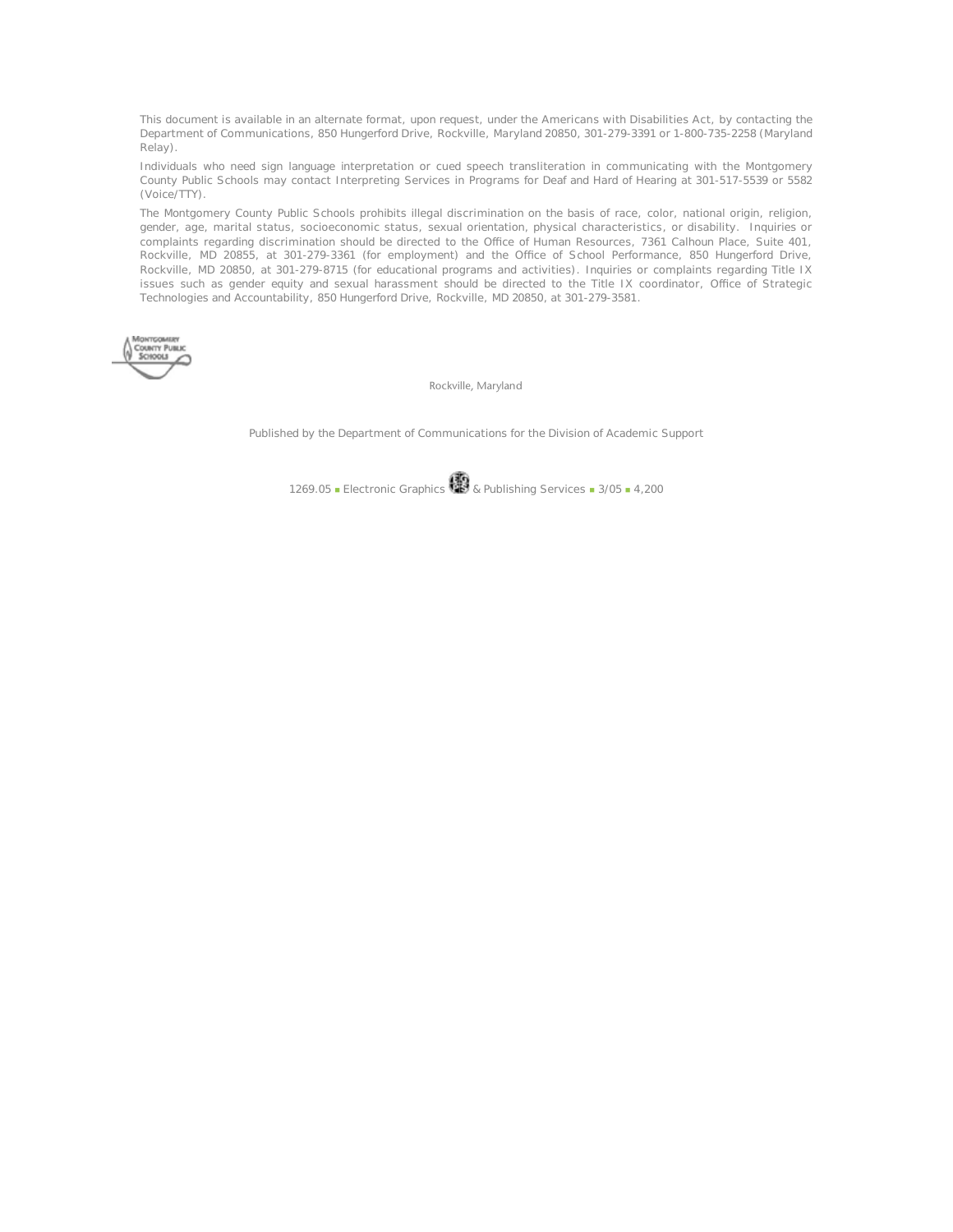This document is available in an alternate format, upon request, under the Americans with Disabilities Act, by contacting the Department of Communications, 850 Hungerford Drive, Rockville, Maryland 20850, 301-279-3391 or 1-800-735-2258 (Maryland Relay).

Individuals who need sign language interpretation or cued speech transliteration in communicating with the Montgomery County Public Schools may contact Interpreting Services in Programs for Deaf and Hard of Hearing at 301-517-5539 or 5582 (Voice/TTY).

The Montgomery County Public Schools prohibits illegal discrimination on the basis of race, color, national origin, religion, gender, age, marital status, socioeconomic status, sexual orientation, physical characteristics, or disability. Inquiries or complaints regarding discrimination should be directed to the Office of Human Resources, 7361 Calhoun Place, Suite 401, Rockville, MD 20855, at 301-279-3361 (for employment) and the Office of School Performance, 850 Hungerford Drive, Rockville, MD 20850, at 301-279-8715 (for educational programs and activities). Inquiries or complaints regarding Title IX issues such as gender equity and sexual harassment should be directed to the Title IX coordinator, Office of Strategic Technologies and Accountability, 850 Hungerford Drive, Rockville, MD 20850, at 301-279-3581.

Montgomery County Public Schools

Rockville, Maryland

Published by the Department of Communications for the Division of Academic Support

1269.05 ■ Electronic Graphics & Publishing Services ■ 3/05 ■ 4,200